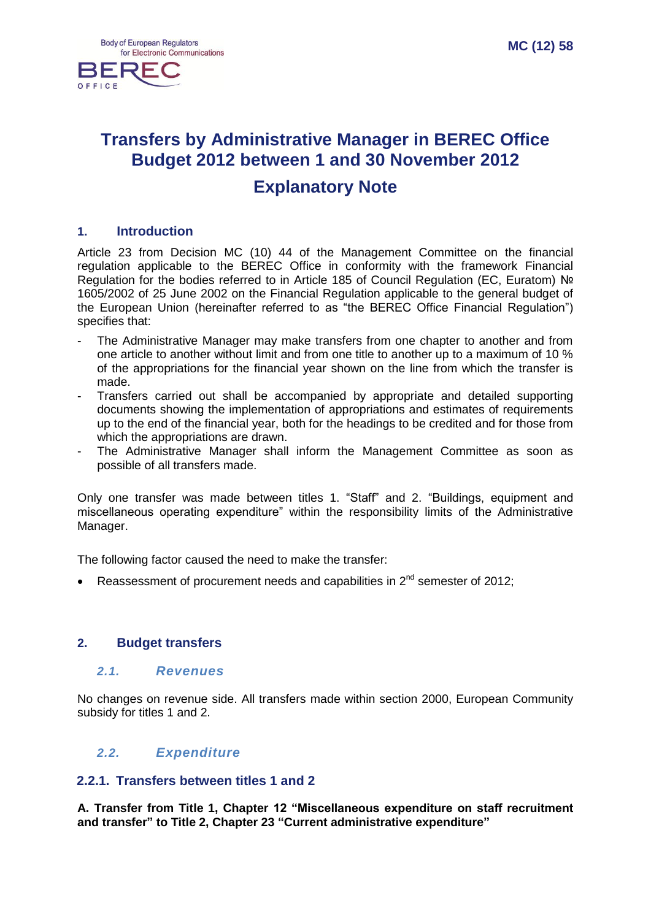Body of European Regulators for Electronic Communications

BEREC OFFICE

MC (12) 58

# Transfers by Administrative Manager in BEREC Office Budget 2012 between 1 and 30 November 2012

# Explanatory Note

## 1. Introduction

Article 23 from Decision MC (10) 44 of the Management Committee on the financial regulation applicable to the BEREC Office in conformity with the framework Financial Regulation for the bodies referred to in Article 185 of Council Regulation (EC, Euratom) № 1605/2002 of 25 June 2002 on the Financial Regulation applicable to the general budget of the European Union (hereinafter referred to as "the BEREC Office Financial Regulation") specifies that:

- The Administrative Manager may make transfers from one chapter to another and from one article to another without limit and from one title to another up to a maximum of 10 % of the appropriations for the financial year shown on the line from which the transfer is made.
- Transfers carried out shall be accompanied by appropriate and detailed supporting documents showing the implementation of appropriations and estimates of requirements up to the end of the financial year, both for the headings to be credited and for those from which the appropriations are drawn.
- The Administrative Manager shall inform the Management Committee as soon as possible of all transfers made.

Only one transfer was made between titles 1. "Staff" and 2. "Buildings, equipment and miscellaneous operating expenditure" within the responsibility limits of the Administrative Manager.

The following factor caused the need to make the transfer:

- Reassessment of procurement needs and capabilities in 2nd semester of 2012;

## 2. Budget transfers

### 2.1. Revenues

No changes on revenue side. All transfers made within section 2000, European Community subsidy for titles 1 and 2.

### 2.2. Expenditure

#### 2.2.1. Transfers between titles 1 and 2

**A. Transfer from Title 1, Chapter 12 "Miscellaneous expenditure on staff recruitment and transfer" to Title 2, Chapter 23 "Current administrative expenditure"**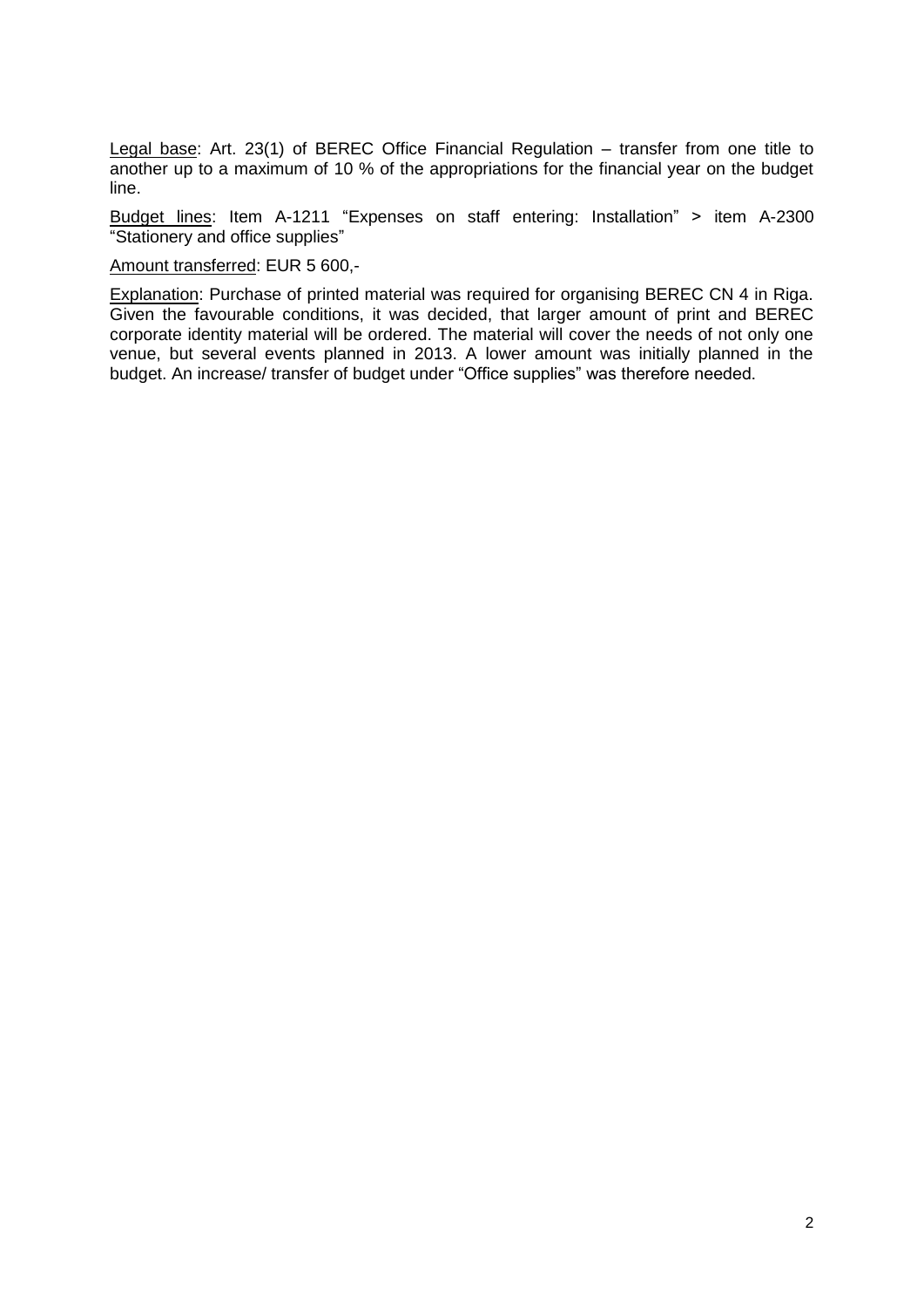Legal base: Art. 23(1) of BEREC Office Financial Regulation – transfer from one title to another up to a maximum of 10 % of the appropriations for the financial year on the budget line.

Budget lines: Item A-1211 "Expenses on staff entering: Installation" > item A-2300 "Stationery and office supplies"

Amount transferred: EUR 5 600,-

Explanation: Purchase of printed material was required for organising BEREC CN 4 in Riga. Given the favourable conditions, it was decided, that larger amount of print and BEREC corporate identity material will be ordered. The material will cover the needs of not only one venue, but several events planned in 2013. A lower amount was initially planned in the budget. An increase/ transfer of budget under "Office supplies" was therefore needed.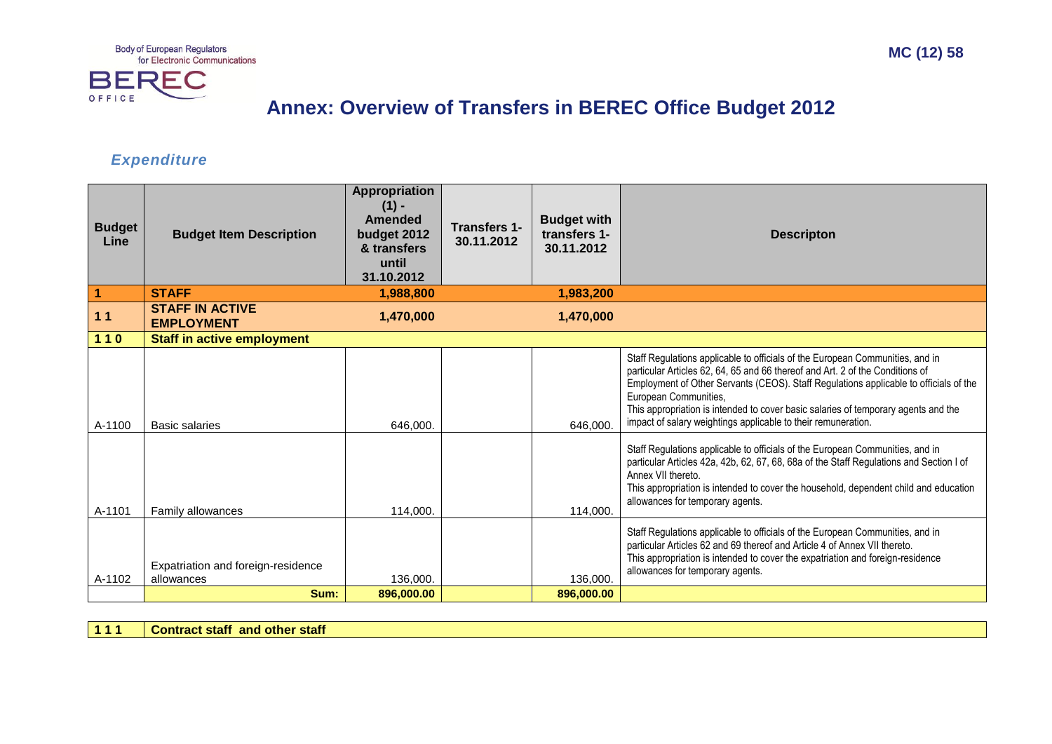# Annex: Overview of Transfers in BEREC Office Budget 2012

### *Expenditure*

| Budget Line | Budget Item Description | Appropriation (1) - Amended budget 2012 & transfers until 31.10.2012 | Transfers 1-30.11.2012 | Budget with transfers 1-30.11.2012 | Descripton |
|---|---|---|---|---|---|
| **1** | **STAFF** | **1,988,800** | | **1,983,200** | |
| **1 1** | **STAFF IN ACTIVE EMPLOYMENT** | **1,470,000** | | **1,470,000** | |
| **1 1 0** | **Staff in active employment** | | | | |
| A-1100 | Basic salaries | 646,000. | | 646,000. | Staff Regulations applicable to officials of the European Communities, and in particular Articles 62, 64, 65 and 66 thereof and Art. 2 of the Conditions of Employment of Other Servants (CEOS). Staff Regulations applicable to officials of the European Communities, This appropriation is intended to cover basic salaries of temporary agents and the impact of salary weightings applicable to their remuneration. |
| A-1101 | Family allowances | 114,000. | | 114,000. | Staff Regulations applicable to officials of the European Communities, and in particular Articles 42a, 42b, 62, 67, 68, 68a of the Staff Regulations and Section I of Annex VII thereto. This appropriation is intended to cover the household, dependent child and education allowances for temporary agents. |
| A-1102 | Expatriation and foreign-residence allowances | 136,000. | | 136,000. | Staff Regulations applicable to officials of the European Communities, and in particular Articles 62 and 69 thereof and Article 4 of Annex VII thereto. This appropriation is intended to cover the expatriation and foreign-residence allowances for temporary agents. |
| | **Sum:** | **896,000.00** | | **896,000.00** | |

| | | | | | |
|---|---|---|---|---|---|
| **1 1 1** | **Contract staff and other staff** | | | | |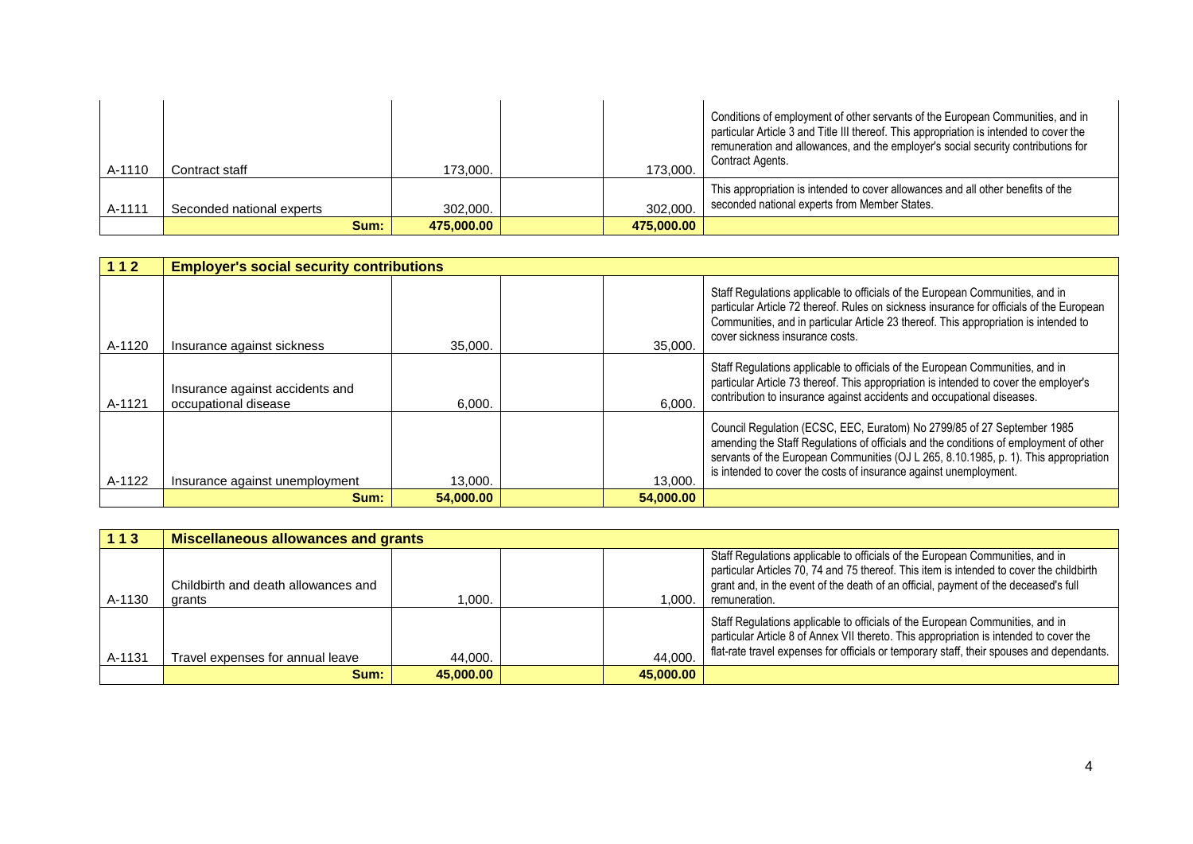| | | | | | |
|---|---|---|---|---|---|
| A-1110 | Contract staff | 173,000. | | 173,000. | Conditions of employment of other servants of the European Communities, and in particular Article 3 and Title III thereof. This appropriation is intended to cover the remuneration and allowances, and the employer's social security contributions for Contract Agents. |
| A-1111 | Seconded national experts | 302,000. | | 302,000. | This appropriation is intended to cover allowances and all other benefits of the seconded national experts from Member States. |
| | **Sum:** | **475,000.00** | | **475,000.00** | |

| **1 1 2** | **Employer's social security contributions** | | | | |
|---|---|---|---|---|---|
| A-1120 | Insurance against sickness | 35,000. | | 35,000. | Staff Regulations applicable to officials of the European Communities, and in particular Article 72 thereof. Rules on sickness insurance for officials of the European Communities, and in particular Article 23 thereof. This appropriation is intended to cover sickness insurance costs. |
| A-1121 | Insurance against accidents and occupational disease | 6,000. | | 6,000. | Staff Regulations applicable to officials of the European Communities, and in particular Article 73 thereof. This appropriation is intended to cover the employer's contribution to insurance against accidents and occupational diseases. |
| A-1122 | Insurance against unemployment | 13,000. | | 13,000. | Council Regulation (ECSC, EEC, Euratom) No 2799/85 of 27 September 1985 amending the Staff Regulations of officials and the conditions of employment of other servants of the European Communities (OJ L 265, 8.10.1985, p. 1). This appropriation is intended to cover the costs of insurance against unemployment. |
| | **Sum:** | **54,000.00** | | **54,000.00** | |

| **1 1 3** | **Miscellaneous allowances and grants** | | | | |
|---|---|---|---|---|---|
| A-1130 | Childbirth and death allowances and grants | 1,000. | | 1,000. | Staff Regulations applicable to officials of the European Communities, and in particular Articles 70, 74 and 75 thereof. This item is intended to cover the childbirth grant and, in the event of the death of an official, payment of the deceased's full remuneration. |
| A-1131 | Travel expenses for annual leave | 44,000. | | 44,000. | Staff Regulations applicable to officials of the European Communities, and in particular Article 8 of Annex VII thereto. This appropriation is intended to cover the flat-rate travel expenses for officials or temporary staff, their spouses and dependants. |
| | **Sum:** | **45,000.00** | | **45,000.00** | |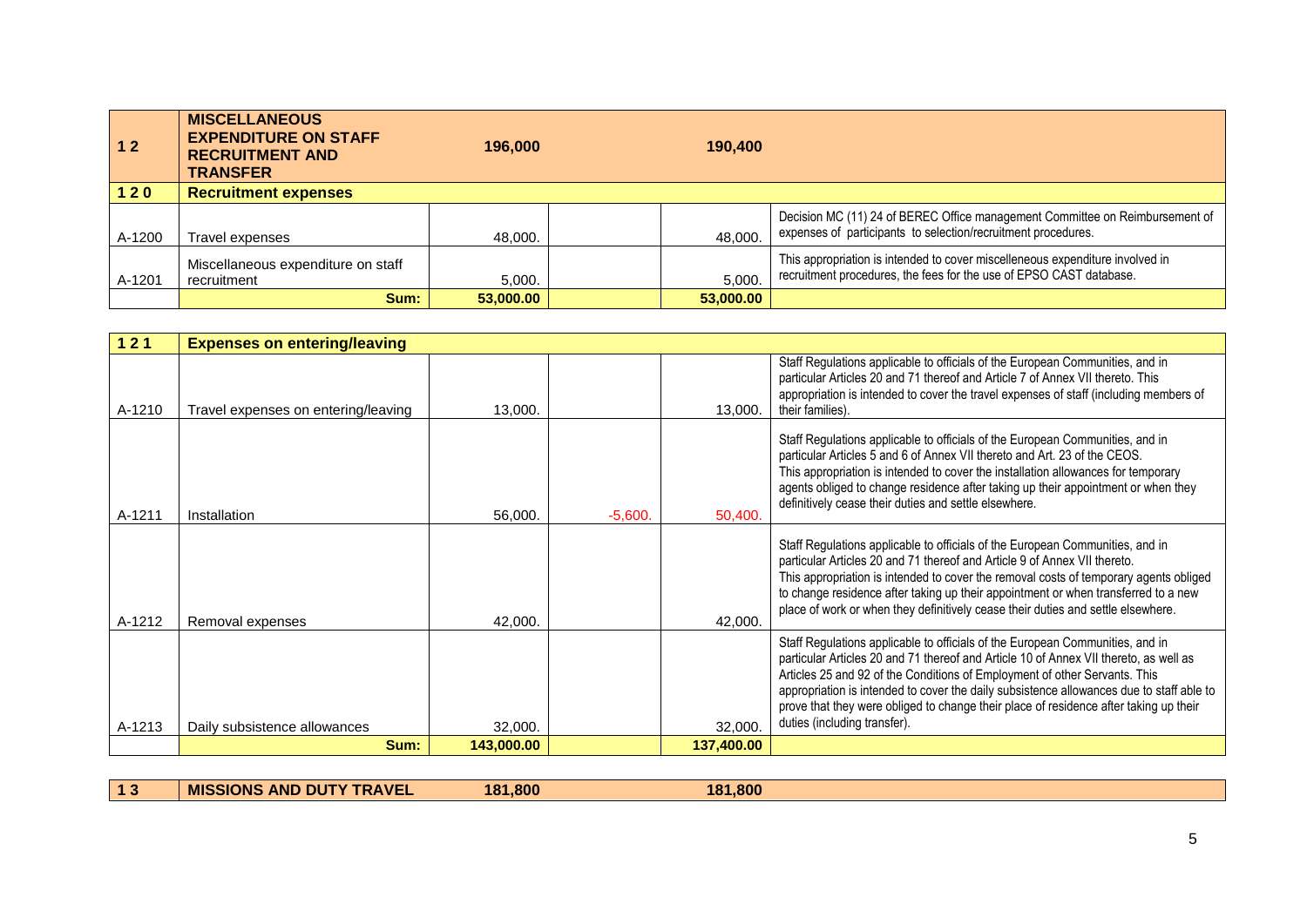| 1 2 | MISCELLANEOUS EXPENDITURE ON STAFF RECRUITMENT AND TRANSFER | 196,000 | | 190,400 | |
|---|---|---|---|---|---|
| **1 2 0** | **Recruitment expenses** | | | | |
| A-1200 | Travel expenses | 48,000. | | 48,000. | Decision MC (11) 24 of BEREC Office management Committee on Reimbursement of expenses of participants to selection/recruitment procedures. |
| A-1201 | Miscellaneous expenditure on staff recruitment | 5,000. | | 5,000. | This appropriation is intended to cover miscelleneous expenditure involved in recruitment procedures, the fees for the use of EPSO CAST database. |
| | **Sum:** | **53,000.00** | | **53,000.00** | |

| 1 2 1 | Expenses on entering/leaving | | | | |
|---|---|---|---|---|---|
| A-1210 | Travel expenses on entering/leaving | 13,000. | | 13,000. | Staff Regulations applicable to officials of the European Communities, and in particular Articles 20 and 71 thereof and Article 7 of Annex VII thereto. This appropriation is intended to cover the travel expenses of staff (including members of their families). |
| A-1211 | Installation | 56,000. | -5,600. | 50,400. | Staff Regulations applicable to officials of the European Communities, and in particular Articles 5 and 6 of Annex VII thereto and Art. 23 of the CEOS. This appropriation is intended to cover the installation allowances for temporary agents obliged to change residence after taking up their appointment or when they definitively cease their duties and settle elsewhere. |
| A-1212 | Removal expenses | 42,000. | | 42,000. | Staff Regulations applicable to officials of the European Communities, and in particular Articles 20 and 71 thereof and Article 9 of Annex VII thereto. This appropriation is intended to cover the removal costs of temporary agents obliged to change residence after taking up their appointment or when transferred to a new place of work or when they definitively cease their duties and settle elsewhere. |
| A-1213 | Daily subsistence allowances | 32,000. | | 32,000. | Staff Regulations applicable to officials of the European Communities, and in particular Articles 20 and 71 thereof and Article 10 of Annex VII thereto, as well as Articles 25 and 92 of the Conditions of Employment of other Servants. This appropriation is intended to cover the daily subsistence allowances due to staff able to prove that they were obliged to change their place of residence after taking up their duties (including transfer). |
| | **Sum:** | **143,000.00** | | **137,400.00** | |

| 1 3 | MISSIONS AND DUTY TRAVEL | 181,800 | | 181,800 | |
|---|---|---|---|---|---|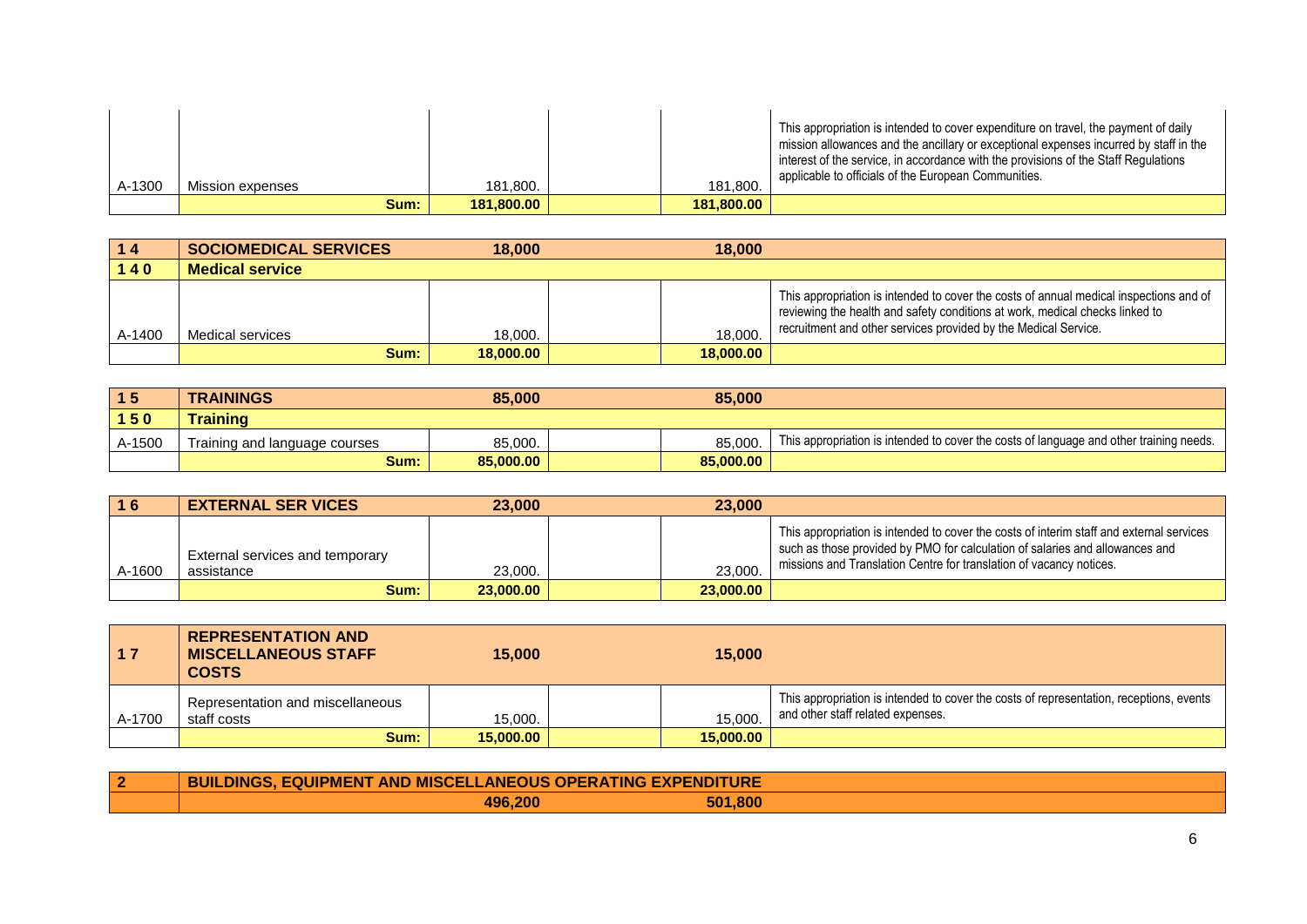| | | | | | |
|---|---|---|---|---|---|
| A-1300 | Mission expenses | 181,800. | | 181,800. | This appropriation is intended to cover expenditure on travel, the payment of daily mission allowances and the ancillary or exceptional expenses incurred by staff in the interest of the service, in accordance with the provisions of the Staff Regulations applicable to officials of the European Communities. |
| | **Sum:** | **181,800.00** | | **181,800.00** | |

| | | | | | |
|---|---|---|---|---|---|
| **1 4** | **SOCIOMEDICAL SERVICES** | **18,000** | | **18,000** | |
| **1 4 0** | **Medical service** | | | | |
| A-1400 | Medical services | 18,000. | | 18,000. | This appropriation is intended to cover the costs of annual medical inspections and of reviewing the health and safety conditions at work, medical checks linked to recruitment and other services provided by the Medical Service. |
| | **Sum:** | **18,000.00** | | **18,000.00** | |

| | | | | | |
|---|---|---|---|---|---|
| **1 5** | **TRAININGS** | **85,000** | | **85,000** | |
| **1 5 0** | **Training** | | | | |
| A-1500 | Training and language courses | 85,000. | | 85,000. | This appropriation is intended to cover the costs of language and other training needs. |
| | **Sum:** | **85,000.00** | | **85,000.00** | |

| | | | | | |
|---|---|---|---|---|---|
| **1 6** | **EXTERNAL SER VICES** | **23,000** | | **23,000** | |
| A-1600 | External services and temporary assistance | 23,000. | | 23,000. | This appropriation is intended to cover the costs of interim staff and external services such as those provided by PMO for calculation of salaries and allowances and missions and Translation Centre for translation of vacancy notices. |
| | **Sum:** | **23,000.00** | | **23,000.00** | |

| | | | | | |
|---|---|---|---|---|---|
| **1 7** | **REPRESENTATION AND MISCELLANEOUS STAFF COSTS** | **15,000** | | **15,000** | |
| A-1700 | Representation and miscellaneous staff costs | 15,000. | | 15,000. | This appropriation is intended to cover the costs of representation, receptions, events and other staff related expenses. |
| | **Sum:** | **15,000.00** | | **15,000.00** | |

| | | | | | |
|---|---|---|---|---|---|
| **2** | **BUILDINGS, EQUIPMENT AND MISCELLANEOUS OPERATING EXPENDITURE** | | | | |
| | | **496,200** | | **501,800** | |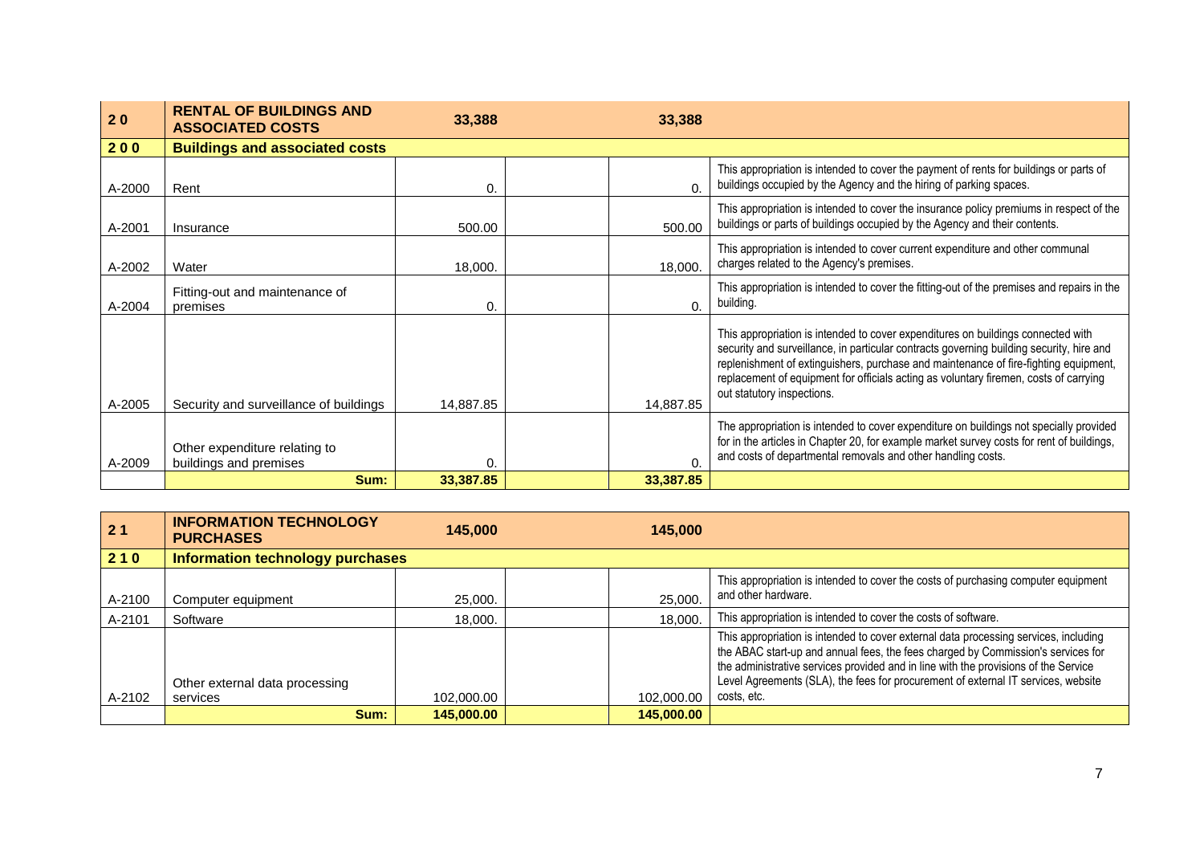| 2 0 | RENTAL OF BUILDINGS AND ASSOCIATED COSTS | 33,388 | | 33,388 | |
|---|---|---|---|---|---|
| **2 0 0** | **Buildings and associated costs** | | | | |
| A-2000 | Rent | 0. | | 0. | This appropriation is intended to cover the payment of rents for buildings or parts of buildings occupied by the Agency and the hiring of parking spaces. |
| A-2001 | Insurance | 500.00 | | 500.00 | This appropriation is intended to cover the insurance policy premiums in respect of the buildings or parts of buildings occupied by the Agency and their contents. |
| A-2002 | Water | 18,000. | | 18,000. | This appropriation is intended to cover current expenditure and other communal charges related to the Agency's premises. |
| A-2004 | Fitting-out and maintenance of premises | 0. | | 0. | This appropriation is intended to cover the fitting-out of the premises and repairs in the building. |
| A-2005 | Security and surveillance of buildings | 14,887.85 | | 14,887.85 | This appropriation is intended to cover expenditures on buildings connected with security and surveillance, in particular contracts governing building security, hire and replenishment of extinguishers, purchase and maintenance of fire-fighting equipment, replacement of equipment for officials acting as voluntary firemen, costs of carrying out statutory inspections. |
| A-2009 | Other expenditure relating to buildings and premises | 0. | | 0. | The appropriation is intended to cover expenditure on buildings not specially provided for in the articles in Chapter 20, for example market survey costs for rent of buildings, and costs of departmental removals and other handling costs. |
| | **Sum:** | **33,387.85** | | **33,387.85** | |

| 2 1 | INFORMATION TECHNOLOGY PURCHASES | 145,000 | | 145,000 | |
|---|---|---|---|---|---|
| **2 1 0** | **Information technology purchases** | | | | |
| A-2100 | Computer equipment | 25,000. | | 25,000. | This appropriation is intended to cover the costs of purchasing computer equipment and other hardware. |
| A-2101 | Software | 18,000. | | 18,000. | This appropriation is intended to cover the costs of software. |
| A-2102 | Other external data processing services | 102,000.00 | | 102,000.00 | This appropriation is intended to cover external data processing services, including the ABAC start-up and annual fees, the fees charged by Commission's services for the administrative services provided and in line with the provisions of the Service Level Agreements (SLA), the fees for procurement of external IT services, website costs, etc. |
| | **Sum:** | **145,000.00** | | **145,000.00** | |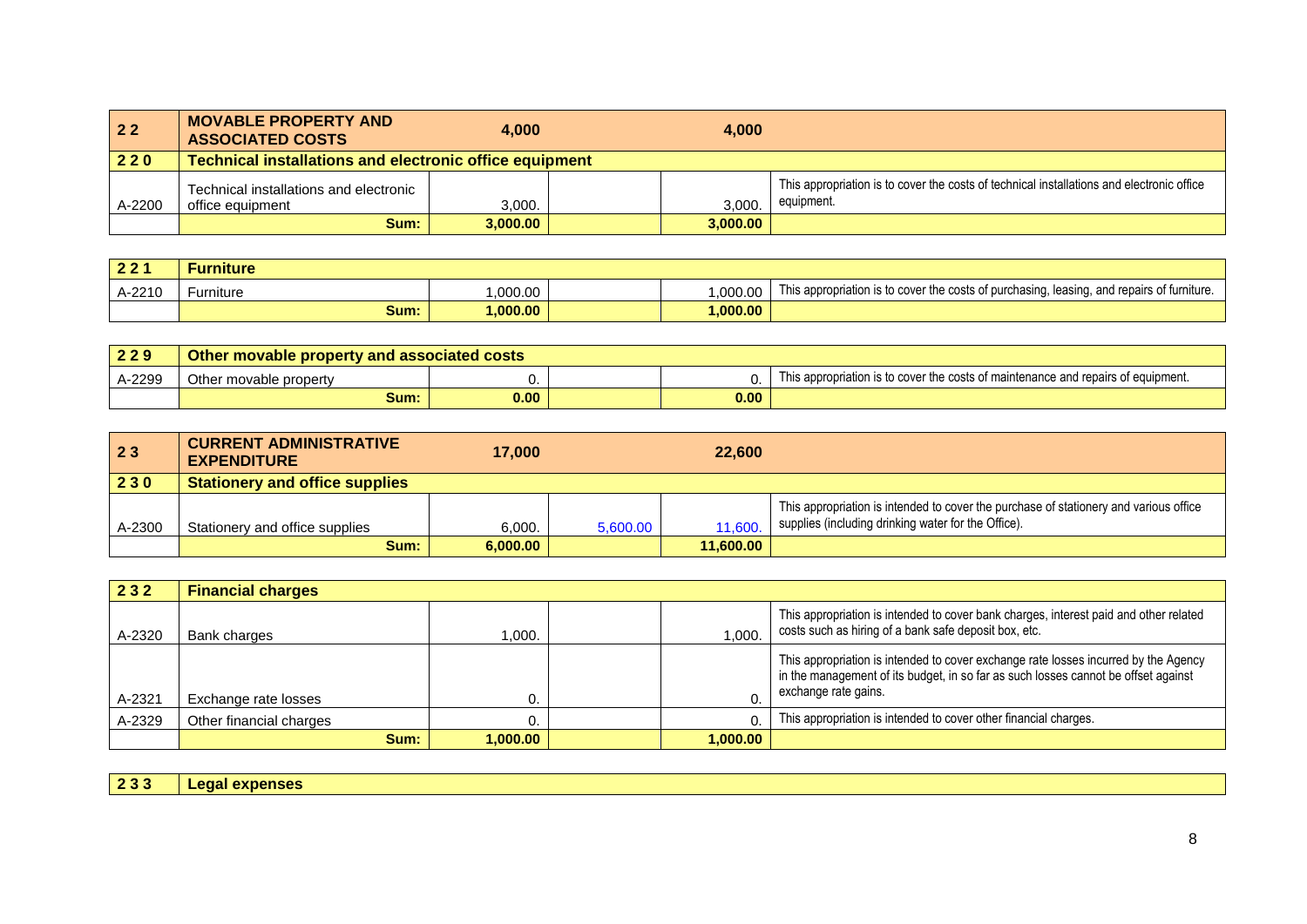| 2 2 | MOVABLE PROPERTY AND ASSOCIATED COSTS | 4,000 | | 4,000 | |
|---|---|---|---|---|---|
| 2 2 0 | Technical installations and electronic office equipment | | | | |
| A-2200 | Technical installations and electronic office equipment | 3,000. | | 3,000. | This appropriation is to cover the costs of technical installations and electronic office equipment. |
| | Sum: | 3,000.00 | | 3,000.00 | |

| 2 2 1 | Furniture | | | | |
|---|---|---|---|---|---|
| A-2210 | Furniture | 1,000.00 | | 1,000.00 | This appropriation is to cover the costs of purchasing, leasing, and repairs of furniture. |
| | Sum: | 1,000.00 | | 1,000.00 | |

| 2 2 9 | Other movable property and associated costs | | | | |
|---|---|---|---|---|---|
| A-2299 | Other movable property | 0. | | 0. | This appropriation is to cover the costs of maintenance and repairs of equipment. |
| | Sum: | 0.00 | | 0.00 | |

| 2 3 | CURRENT ADMINISTRATIVE EXPENDITURE | 17,000 | | 22,600 | |
|---|---|---|---|---|---|
| 2 3 0 | Stationery and office supplies | | | | |
| A-2300 | Stationery and office supplies | 6,000. | 5,600.00 | 11,600. | This appropriation is intended to cover the purchase of stationery and various office supplies (including drinking water for the Office). |
| | Sum: | 6,000.00 | | 11,600.00 | |

| 2 3 2 | Financial charges | | | | |
|---|---|---|---|---|---|
| A-2320 | Bank charges | 1,000. | | 1,000. | This appropriation is intended to cover bank charges, interest paid and other related costs such as hiring of a bank safe deposit box, etc. |
| A-2321 | Exchange rate losses | 0. | | 0. | This appropriation is intended to cover exchange rate losses incurred by the Agency in the management of its budget, in so far as such losses cannot be offset against exchange rate gains. |
| A-2329 | Other financial charges | 0. | | 0. | This appropriation is intended to cover other financial charges. |
| | Sum: | 1,000.00 | | 1,000.00 | |

| 2 3 3 | Legal expenses |
|---|---|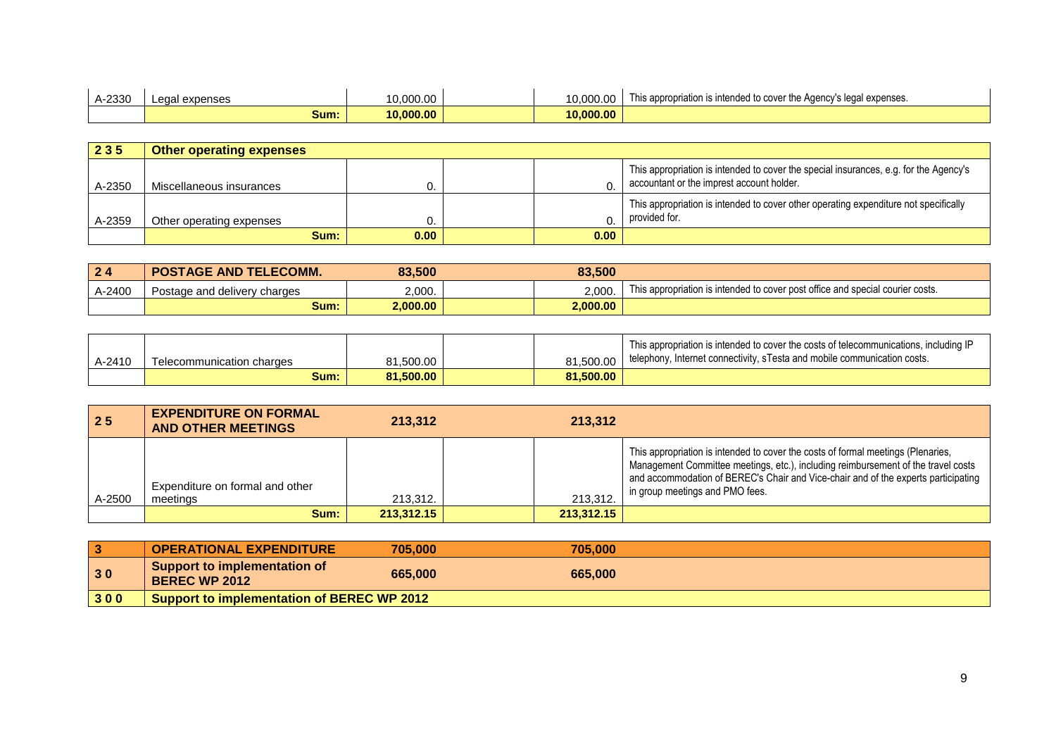| | | | | | |
|---|---|---|---|---|---|
| A-2330 | Legal expenses | 10,000.00 | | 10,000.00 | This appropriation is intended to cover the Agency's legal expenses. |
| | **Sum:** | **10,000.00** | | **10,000.00** | |

| | | | | | |
|---|---|---|---|---|---|
| **2 3 5** | **Other operating expenses** | | | | |
| A-2350 | Miscellaneous insurances | 0. | | 0. | This appropriation is intended to cover the special insurances, e.g. for the Agency's accountant or the imprest account holder. |
| A-2359 | Other operating expenses | 0. | | 0. | This appropriation is intended to cover other operating expenditure not specifically provided for. |
| | **Sum:** | **0.00** | | **0.00** | |

| | | | | | |
|---|---|---|---|---|---|
| **2 4** | **POSTAGE AND TELECOMM.** | **83,500** | | **83,500** | |
| A-2400 | Postage and delivery charges | 2,000. | | 2,000. | This appropriation is intended to cover post office and special courier costs. |
| | **Sum:** | **2,000.00** | | **2,000.00** | |

| | | | | | |
|---|---|---|---|---|---|
| A-2410 | Telecommunication charges | 81,500.00 | | 81,500.00 | This appropriation is intended to cover the costs of telecommunications, including IP telephony, Internet connectivity, sTesta and mobile communication costs. |
| | **Sum:** | **81,500.00** | | **81,500.00** | |

| | | | | | |
|---|---|---|---|---|---|
| **2 5** | **EXPENDITURE ON FORMAL AND OTHER MEETINGS** | **213,312** | | **213,312** | |
| A-2500 | Expenditure on formal and other meetings | 213,312. | | 213,312. | This appropriation is intended to cover the costs of formal meetings (Plenaries, Management Committee meetings, etc.), including reimbursement of the travel costs and accommodation of BEREC's Chair and Vice-chair and of the experts participating in group meetings and PMO fees. |
| | **Sum:** | **213,312.15** | | **213,312.15** | |

| | | | | | |
|---|---|---|---|---|---|
| **3** | **OPERATIONAL EXPENDITURE** | **705,000** | | **705,000** | |
| **3 0** | **Support to implementation of BEREC WP 2012** | **665,000** | | **665,000** | |
| **3 0 0** | **Support to implementation of BEREC WP 2012** | | | | |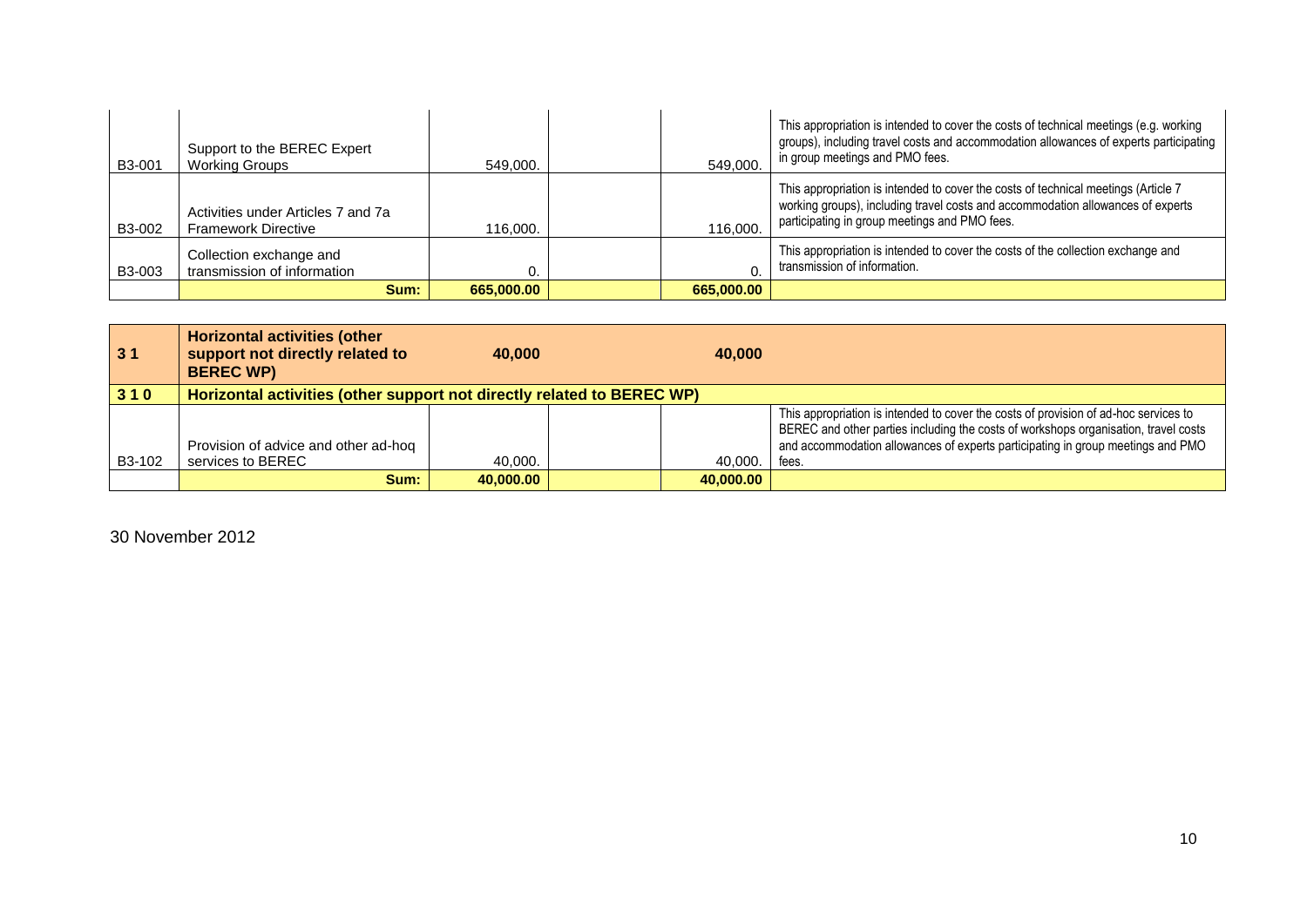| | | | | | |
|---|---|---|---|---|---|
| B3-001 | Support to the BEREC Expert Working Groups | 549,000. | | 549,000. | This appropriation is intended to cover the costs of technical meetings (e.g. working groups), including travel costs and accommodation allowances of experts participating in group meetings and PMO fees. |
| B3-002 | Activities under Articles 7 and 7a Framework Directive | 116,000. | | 116,000. | This appropriation is intended to cover the costs of technical meetings (Article 7 working groups), including travel costs and accommodation allowances of experts participating in group meetings and PMO fees. |
| B3-003 | Collection exchange and transmission of information | 0. | | 0. | This appropriation is intended to cover the costs of the collection exchange and transmission of information. |
| | **Sum:** | **665,000.00** | | **665,000.00** | |

| | | | | | |
|---|---|---|---|---|---|
| **3 1** | **Horizontal activities (other support not directly related to BEREC WP)** | **40,000** | | **40,000** | |
| **3 1 0** | **Horizontal activities (other support not directly related to BEREC WP)** | | | | |
| B3-102 | Provision of advice and other ad-hoq services to BEREC | 40,000. | | 40,000. | This appropriation is intended to cover the costs of provision of ad-hoc services to BEREC and other parties including the costs of workshops organisation, travel costs and accommodation allowances of experts participating in group meetings and PMO fees. |
| | **Sum:** | **40,000.00** | | **40,000.00** | |

30 November 2012